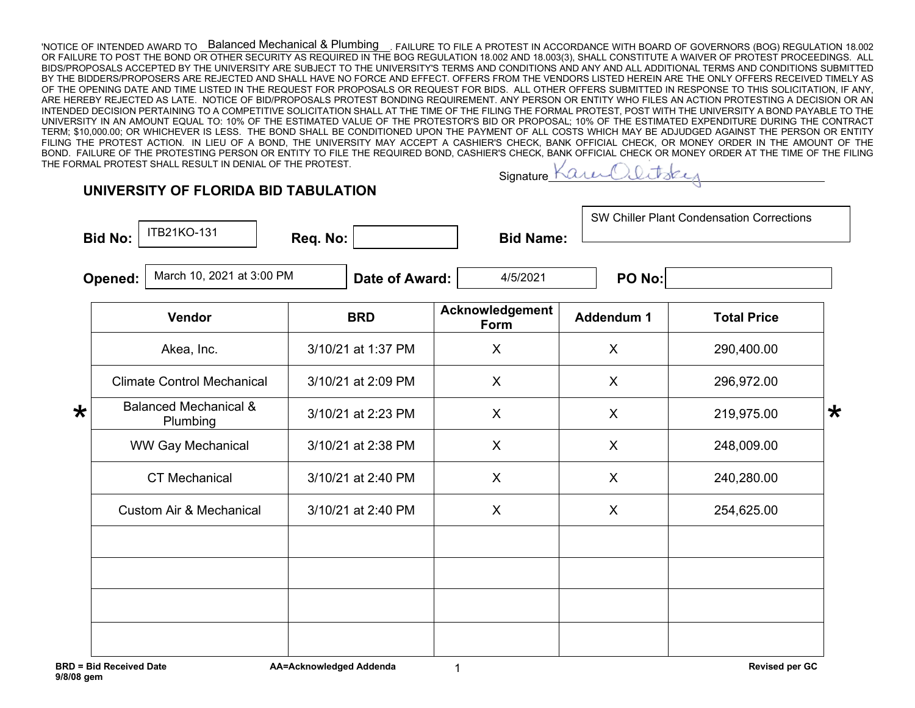'NOTICE OF INTENDED AWARD TO Balanced Mechanical & Plumbing. FAILURE TO FILE A PROTEST IN ACCORDANCE WITH BOARD OF GOVERNORS (BOG) REGULATION 18.002 OR FAILURE TO POST THE BOND OR OTHER SECURITY AS REQUIRED IN THE BOG REGULATION 18.002 AND 18.003(3), SHALL CONSTITUTE A WAIVER OF PROTEST PROCEEDINGS. ALL BIDS/PROPOSALS ACCEPTED BY THE UNIVERSITY ARE SUBJECT TO THE UNIVERSITY'S TERMS AND CONDITIONS AND ANY AND ALL ADDITIONAL TERMS AND CONDITIONS SUBMITTED BY THE BIDDERS/PROPOSERS ARE REJECTED AND SHALL HAVE NO FORCE AND EFFECT. OFFERS FROM THE VENDORS LISTED HEREIN ARE THE ONLY OFFERS RECEIVED TIMELY AS OF THE OPENING DATE AND TIME LISTED IN THE REQUEST FOR PROPOSALS OR REQUEST FOR BIDS. ALL OTHER OFFERS SUBMITTED IN RESPONSE TO THIS SOLICITATION, IF ANY, ARE HEREBY REJECTED AS LATE. NOTICE OF BID/PROPOSALS PROTEST BONDING REQUIREMENT. ANY PERSON OR ENTITY WHO FILES AN ACTION PROTESTING A DECISION OR AN INTENDED DECISION PERTAINING TO A COMPETITIVE SOLICITATION SHALL AT THE TIME OF THE FILING THE FORMAL PROTEST, POST WITH THE UNIVERSITY A BOND PAYABLE TO THE UNIVERSITY IN AN AMOUNT EQUAL TO: 10% OF THE ESTIMATED VALUE OF THE PROTESTOR'S BID OR PROPOSAL; 10% OF THE ESTIMATED EXPENDITURE DURING THE CONTRACT TERM; $10,000.00; OR WHICHEVER IS LESS. THE BOND SHALL BE CONDITIONED UPON THE PAYMENT OF ALL COSTS WHICH MAY BE ADJUDGED AGAINST THE PERSON OR ENTITY FILING THE PROTEST ACTION. IN LIEU OF A BOND, THE UNIVERSITY MAY ACCEPT A CASHIER'S CHECK, BANK OFFICIAL CHECK, OR MONEY ORDER IN THE AMOUNT OF THE BOND. FAILURE OF THE PROTESTING PERSON OR ENTITY TO FILE THE REQUIRED BOND, CASHIER'S CHECK, BANK OFFICIAL CHECK OR MONEY ORDER AT THE TIME OF THE FILING THE FORMAL PROTEST SHALL RESULT IN DENIAL OF THE PROTEST.

Signature: Karen Olitsky

## UNIVERSITY OF FLORIDA BID TABULATION

**Bid No:** ITB21KO-131 **Req. No:** **Bid Name:** SW Chiller Plant Condensation Corrections

**Opened:** March 10, 2021 at 3:00 PM **Date of Award:** 4/5/2021 **PO No:**

| Vendor | BRD | Acknowledgement Form | Addendum 1 | Total Price |
|---|---|---|---|---|
| Akea, Inc. | 3/10/21 at 1:37 PM | X | X | 290,400.00 |
| Climate Control Mechanical | 3/10/21 at 2:09 PM | X | X | 296,972.00 |
| * Balanced Mechanical & Plumbing | 3/10/21 at 2:23 PM | X | X | 219,975.00 * |
| WW Gay Mechanical | 3/10/21 at 2:38 PM | X | X | 248,009.00 |
| CT Mechanical | 3/10/21 at 2:40 PM | X | X | 240,280.00 |
| Custom Air & Mechanical | 3/10/21 at 2:40 PM | X | X | 254,625.00 |
| | | | | |
| | | | | |
| | | | | |
| | | | | |

**BRD = Bid Received Date** **AA=Acknowledged Addenda** **Revised per GC**

**9/8/08 gem**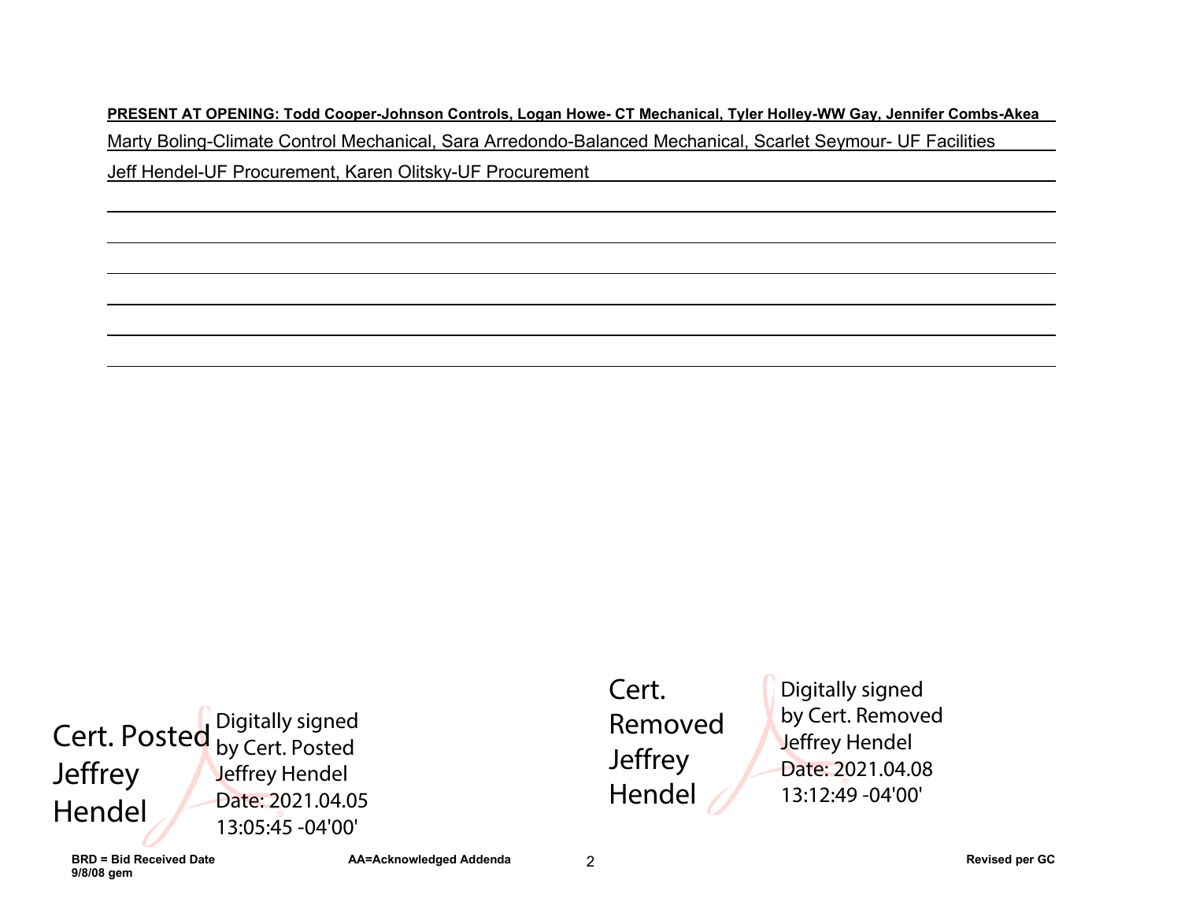**PRESENT AT OPENING: Todd Cooper-Johnson Controls, Logan Howe- CT Mechanical, Tyler Holley-WW Gay, Jennifer Combs-Akea**

Marty Boling-Climate Control Mechanical, Sara Arredondo-Balanced Mechanical, Scarlet Seymour- UF Facilities

Jeff Hendel-UF Procurement, Karen Olitsky-UF Procurement

Cert. Posted Jeffrey Hendel

Digitally signed by Cert. Posted Jeffrey Hendel
Date: 2021.04.05 13:05:45 -04'00'

Cert. Removed Jeffrey Hendel

Digitally signed by Cert. Removed Jeffrey Hendel
Date: 2021.04.08 13:12:49 -04'00'

**BRD = Bid Received Date**
**9/8/08 gem**

**AA=Acknowledged Addenda**

**Revised per GC**